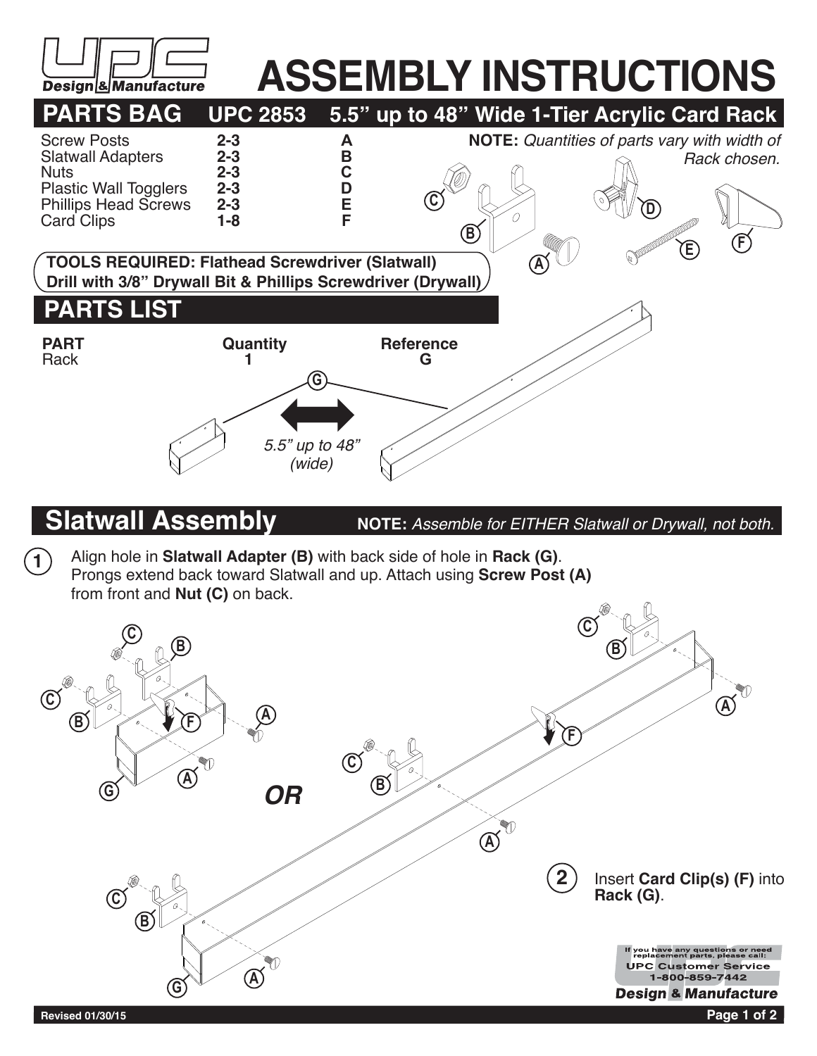# ASSEMBLY INSTRUCTIONS

Design & Manufacture

## PARTS BAG UPC 2853 5.5" up to 48" Wide 1-Tier Acrylic Card Rack

| | | |
|---|---|---|
| Screw Posts | 2-3 | A |
| Slatwall Adapters | 2-3 | B |
| Nuts | 2-3 | C |
| Plastic Wall Togglers | 2-3 | D |
| Phillips Head Screws | 2-3 | E |
| Card Clips | 1-8 | F |

**NOTE:** *Quantities of parts vary with width of Rack chosen.*

**TOOLS REQUIRED: Flathead Screwdriver (Slatwall)**
**Drill with 3/8" Drywall Bit & Phillips Screwdriver (Drywall)**

## PARTS LIST

| PART | Quantity | Reference |
|---|---|---|
| Rack | 1 | G |

*5.5" up to 48" (wide)*

## Slatwall Assembly

**NOTE:** *Assemble for EITHER Slatwall or Drywall, not both.*

1. Align hole in **Slatwall Adapter (B)** with back side of hole in **Rack (G)**. Prongs extend back toward Slatwall and up. Attach using **Screw Post (A)** from front and **Nut (C)** on back.

*OR*

2. Insert **Card Clip(s) (F)** into **Rack (G)**.

If you have any questions or need replacement parts, please call:
UPC Customer Service
1-800-859-7442
Design & Manufacture

Revised 01/30/15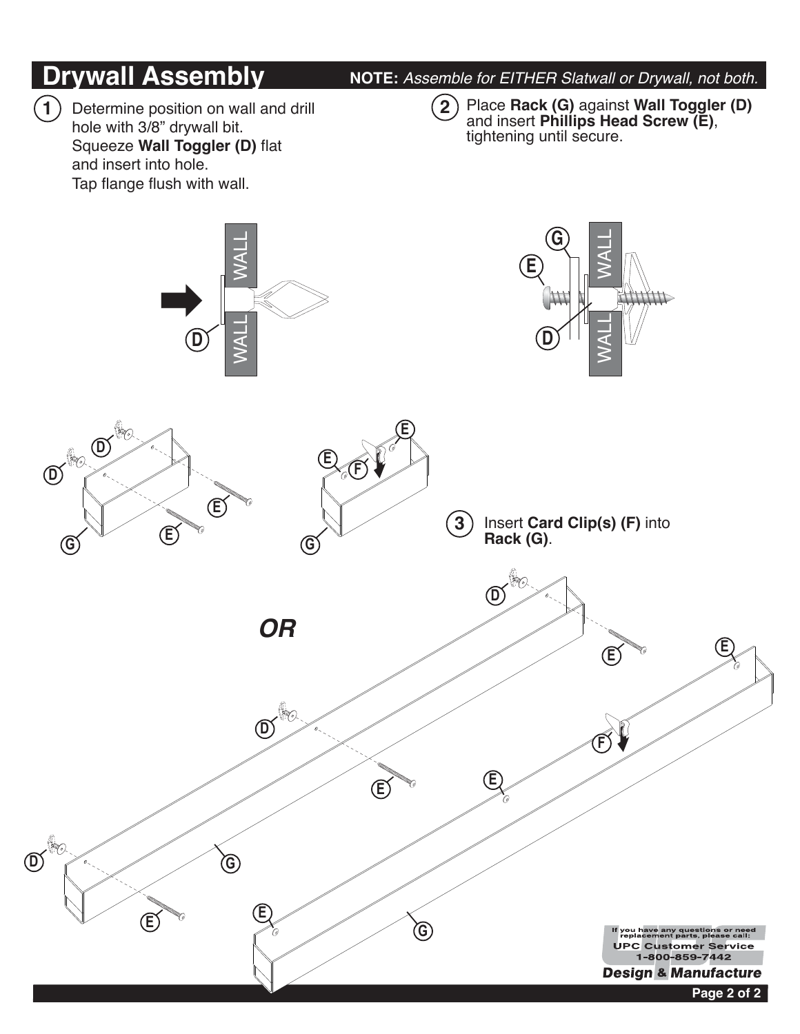# Drywall Assembly

**NOTE:** *Assemble for EITHER Slatwall or Drywall, not both.*

1. Determine position on wall and drill hole with 3/8" drywall bit. Squeeze **Wall Toggler (D)** flat and insert into hole. Tap flange flush with wall.

2. Place **Rack (G)** against **Wall Toggler (D)** and insert **Phillips Head Screw (E)**, tightening until secure.

3. Insert **Card Clip(s) (F)** into **Rack (G)**.

*OR*

If you have any questions or need replacement parts, please call:
UPC Customer Service
1-800-859-7442

**Design & Manufacture**